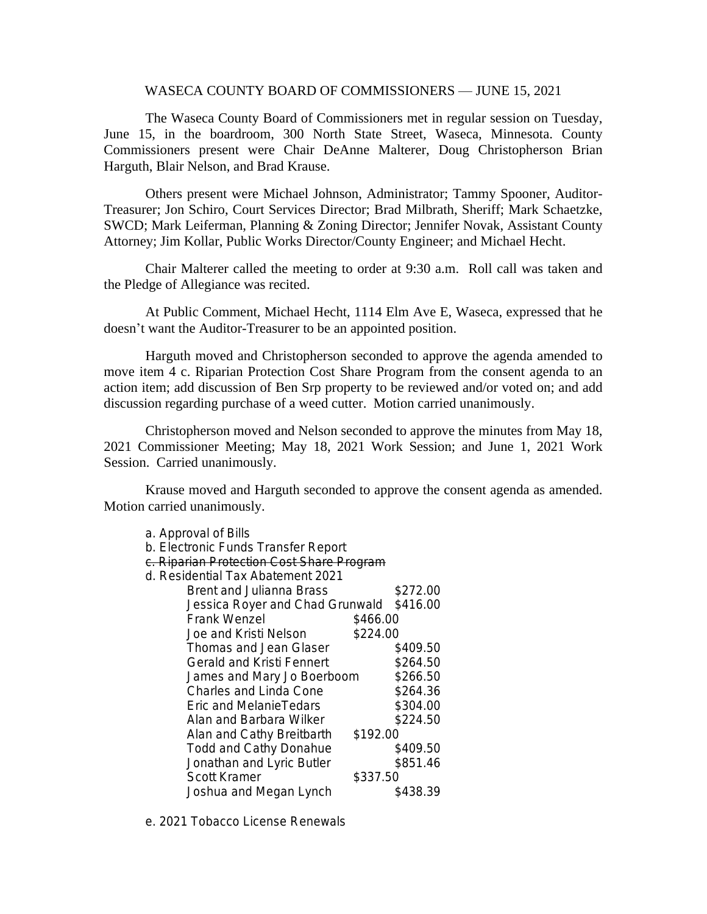# WASECA COUNTY BOARD OF COMMISSIONERS — JUNE 15, 2021

The Waseca County Board of Commissioners met in regular session on Tuesday, June 15, in the boardroom, 300 North State Street, Waseca, Minnesota. County Commissioners present were Chair DeAnne Malterer, Doug Christopherson Brian Harguth, Blair Nelson, and Brad Krause.

Others present were Michael Johnson, Administrator; Tammy Spooner, Auditor-Treasurer; Jon Schiro, Court Services Director; Brad Milbrath, Sheriff; Mark Schaetzke, SWCD; Mark Leiferman, Planning & Zoning Director; Jennifer Novak, Assistant County Attorney; Jim Kollar, Public Works Director/County Engineer; and Michael Hecht.

Chair Malterer called the meeting to order at 9:30 a.m. Roll call was taken and the Pledge of Allegiance was recited.

At Public Comment, Michael Hecht, 1114 Elm Ave E, Waseca, expressed that he doesn't want the Auditor-Treasurer to be an appointed position.

Harguth moved and Christopherson seconded to approve the agenda amended to move item 4 c. Riparian Protection Cost Share Program from the consent agenda to an action item; add discussion of Ben Srp property to be reviewed and/or voted on; and add discussion regarding purchase of a weed cutter. Motion carried unanimously.

Christopherson moved and Nelson seconded to approve the minutes from May 18, 2021 Commissioner Meeting; May 18, 2021 Work Session; and June 1, 2021 Work Session. Carried unanimously.

Krause moved and Harguth seconded to approve the consent agenda as amended. Motion carried unanimously.

a. Approval of Bills
b. Electronic Funds Transfer Report
c. ~~Riparian Protection Cost Share Program~~
d. Residential Tax Abatement 2021

| Name | Amount |
|---|---|
| Brent and Julianna Brass | $272.00 |
| Jessica Royer and Chad Grunwald | $416.00 |
| Frank Wenzel | $466.00 |
| Joe and Kristi Nelson | $224.00 |
| Thomas and Jean Glaser | $409.50 |
| Gerald and Kristi Fennert | $264.50 |
| James and Mary Jo Boerboom | $266.50 |
| Charles and Linda Cone | $264.36 |
| Eric and MelanieTedars | $304.00 |
| Alan and Barbara Wilker | $224.50 |
| Alan and Cathy Breitbarth | $192.00 |
| Todd and Cathy Donahue | $409.50 |
| Jonathan and Lyric Butler | $851.46 |
| Scott Kramer | $337.50 |
| Joshua and Megan Lynch | $438.39 |

e. 2021 Tobacco License Renewals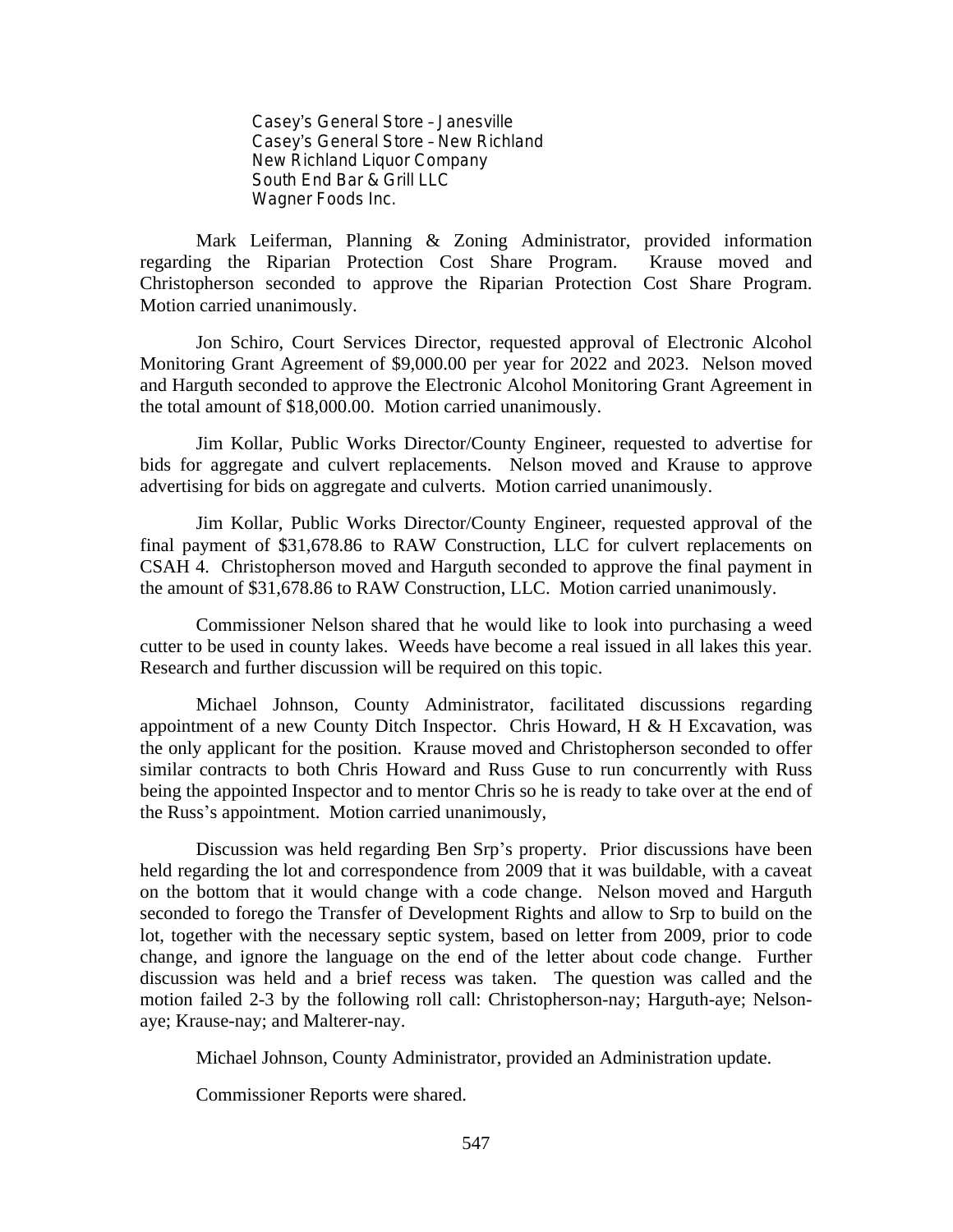Casey's General Store – Janesville
Casey's General Store – New Richland
New Richland Liquor Company
South End Bar & Grill LLC
Wagner Foods Inc.

Mark Leiferman, Planning & Zoning Administrator, provided information regarding the Riparian Protection Cost Share Program. Krause moved and Christopherson seconded to approve the Riparian Protection Cost Share Program. Motion carried unanimously.

Jon Schiro, Court Services Director, requested approval of Electronic Alcohol Monitoring Grant Agreement of $9,000.00 per year for 2022 and 2023. Nelson moved and Harguth seconded to approve the Electronic Alcohol Monitoring Grant Agreement in the total amount of $18,000.00. Motion carried unanimously.

Jim Kollar, Public Works Director/County Engineer, requested to advertise for bids for aggregate and culvert replacements. Nelson moved and Krause to approve advertising for bids on aggregate and culverts. Motion carried unanimously.

Jim Kollar, Public Works Director/County Engineer, requested approval of the final payment of $31,678.86 to RAW Construction, LLC for culvert replacements on CSAH 4. Christopherson moved and Harguth seconded to approve the final payment in the amount of $31,678.86 to RAW Construction, LLC. Motion carried unanimously.

Commissioner Nelson shared that he would like to look into purchasing a weed cutter to be used in county lakes. Weeds have become a real issued in all lakes this year. Research and further discussion will be required on this topic.

Michael Johnson, County Administrator, facilitated discussions regarding appointment of a new County Ditch Inspector. Chris Howard, H & H Excavation, was the only applicant for the position. Krause moved and Christopherson seconded to offer similar contracts to both Chris Howard and Russ Guse to run concurrently with Russ being the appointed Inspector and to mentor Chris so he is ready to take over at the end of the Russ's appointment. Motion carried unanimously,

Discussion was held regarding Ben Srp's property. Prior discussions have been held regarding the lot and correspondence from 2009 that it was buildable, with a caveat on the bottom that it would change with a code change. Nelson moved and Harguth seconded to forego the Transfer of Development Rights and allow to Srp to build on the lot, together with the necessary septic system, based on letter from 2009, prior to code change, and ignore the language on the end of the letter about code change. Further discussion was held and a brief recess was taken. The question was called and the motion failed 2-3 by the following roll call: Christopherson-nay; Harguth-aye; Nelson-aye; Krause-nay; and Malterer-nay.

Michael Johnson, County Administrator, provided an Administration update.

Commissioner Reports were shared.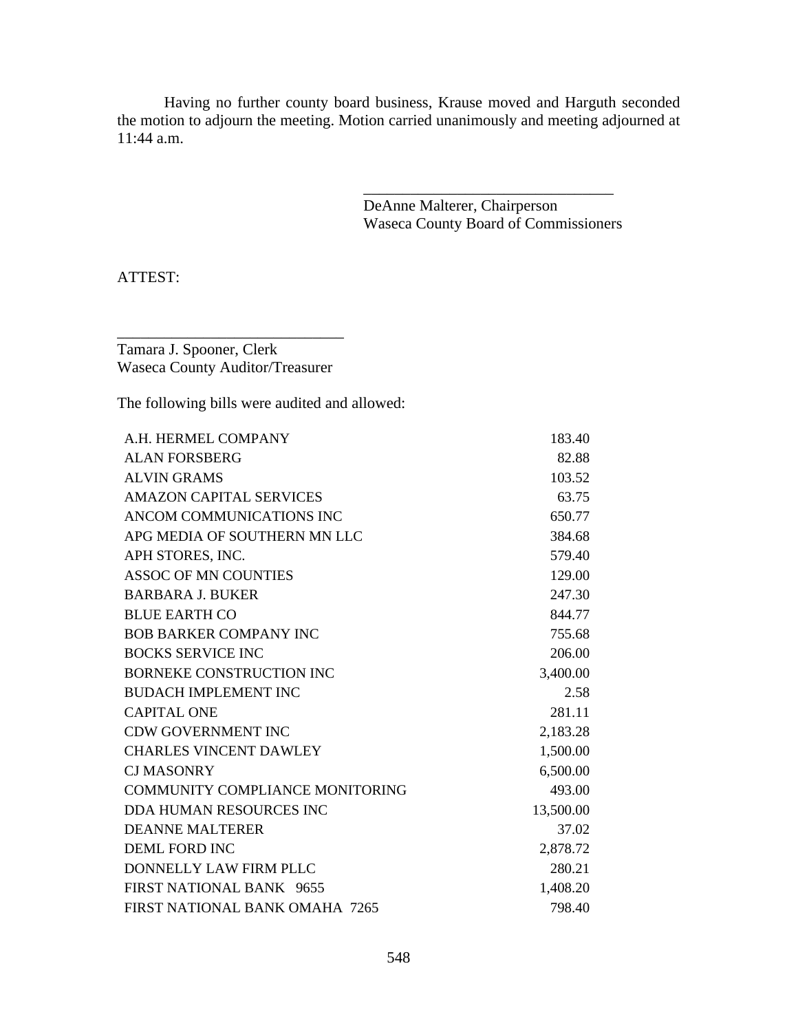Having no further county board business, Krause moved and Harguth seconded the motion to adjourn the meeting. Motion carried unanimously and meeting adjourned at 11:44 a.m.

\_\_\_\_\_\_\_\_\_\_\_\_\_\_\_\_\_\_\_\_\_\_\_\_\_\_\_\_\_\_\_\_
DeAnne Malterer, Chairperson
Waseca County Board of Commissioners

ATTEST:

\_\_\_\_\_\_\_\_\_\_\_\_\_\_\_\_\_\_\_\_\_\_\_\_\_\_\_\_\_\_
Tamara J. Spooner, Clerk
Waseca County Auditor/Treasurer

The following bills were audited and allowed:

| | |
|---|---:|
| A.H. HERMEL COMPANY | 183.40 |
| ALAN FORSBERG | 82.88 |
| ALVIN GRAMS | 103.52 |
| AMAZON CAPITAL SERVICES | 63.75 |
| ANCOM COMMUNICATIONS INC | 650.77 |
| APG MEDIA OF SOUTHERN MN LLC | 384.68 |
| APH STORES, INC. | 579.40 |
| ASSOC OF MN COUNTIES | 129.00 |
| BARBARA J. BUKER | 247.30 |
| BLUE EARTH CO | 844.77 |
| BOB BARKER COMPANY INC | 755.68 |
| BOCKS SERVICE INC | 206.00 |
| BORNEKE CONSTRUCTION INC | 3,400.00 |
| BUDACH IMPLEMENT INC | 2.58 |
| CAPITAL ONE | 281.11 |
| CDW GOVERNMENT INC | 2,183.28 |
| CHARLES VINCENT DAWLEY | 1,500.00 |
| CJ MASONRY | 6,500.00 |
| COMMUNITY COMPLIANCE MONITORING | 493.00 |
| DDA HUMAN RESOURCES INC | 13,500.00 |
| DEANNE MALTERER | 37.02 |
| DEML FORD INC | 2,878.72 |
| DONNELLY LAW FIRM PLLC | 280.21 |
| FIRST NATIONAL BANK 9655 | 1,408.20 |
| FIRST NATIONAL BANK OMAHA 7265 | 798.40 |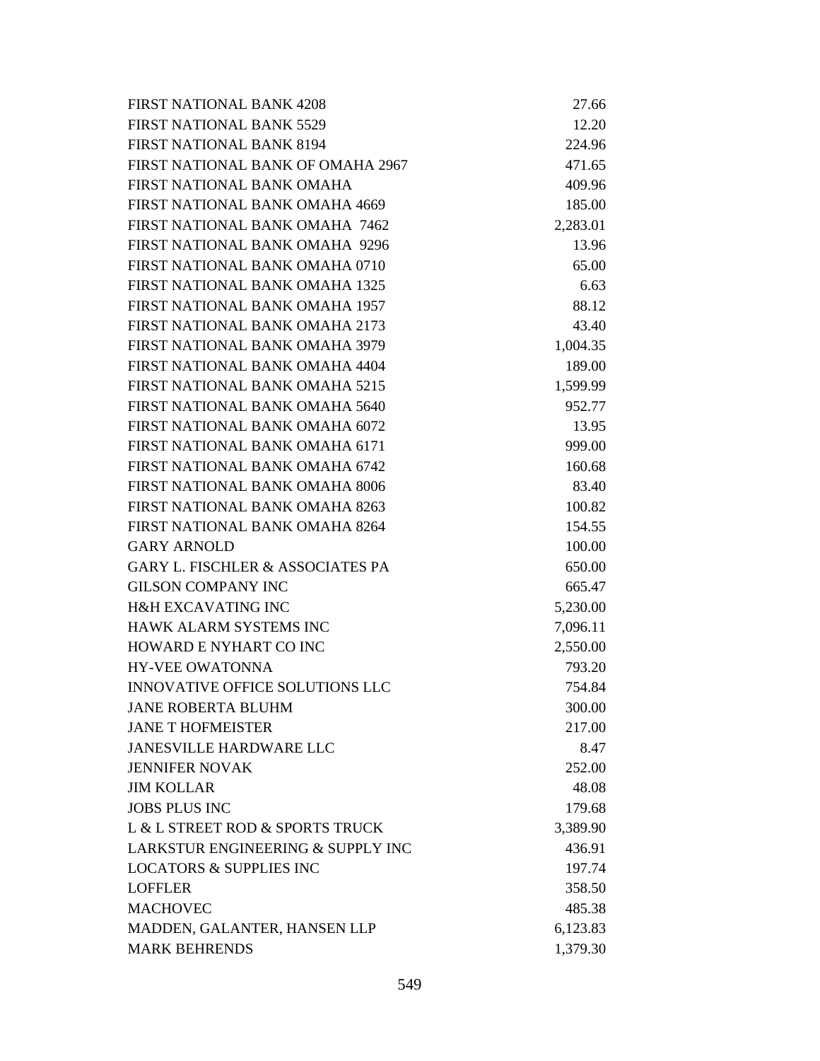| | |
|---|---|
| FIRST NATIONAL BANK 4208 | 27.66 |
| FIRST NATIONAL BANK 5529 | 12.20 |
| FIRST NATIONAL BANK 8194 | 224.96 |
| FIRST NATIONAL BANK OF OMAHA 2967 | 471.65 |
| FIRST NATIONAL BANK OMAHA | 409.96 |
| FIRST NATIONAL BANK OMAHA 4669 | 185.00 |
| FIRST NATIONAL BANK OMAHA 7462 | 2,283.01 |
| FIRST NATIONAL BANK OMAHA 9296 | 13.96 |
| FIRST NATIONAL BANK OMAHA 0710 | 65.00 |
| FIRST NATIONAL BANK OMAHA 1325 | 6.63 |
| FIRST NATIONAL BANK OMAHA 1957 | 88.12 |
| FIRST NATIONAL BANK OMAHA 2173 | 43.40 |
| FIRST NATIONAL BANK OMAHA 3979 | 1,004.35 |
| FIRST NATIONAL BANK OMAHA 4404 | 189.00 |
| FIRST NATIONAL BANK OMAHA 5215 | 1,599.99 |
| FIRST NATIONAL BANK OMAHA 5640 | 952.77 |
| FIRST NATIONAL BANK OMAHA 6072 | 13.95 |
| FIRST NATIONAL BANK OMAHA 6171 | 999.00 |
| FIRST NATIONAL BANK OMAHA 6742 | 160.68 |
| FIRST NATIONAL BANK OMAHA 8006 | 83.40 |
| FIRST NATIONAL BANK OMAHA 8263 | 100.82 |
| FIRST NATIONAL BANK OMAHA 8264 | 154.55 |
| GARY ARNOLD | 100.00 |
| GARY L. FISCHLER & ASSOCIATES PA | 650.00 |
| GILSON COMPANY INC | 665.47 |
| H&H EXCAVATING INC | 5,230.00 |
| HAWK ALARM SYSTEMS INC | 7,096.11 |
| HOWARD E NYHART CO INC | 2,550.00 |
| HY-VEE OWATONNA | 793.20 |
| INNOVATIVE OFFICE SOLUTIONS LLC | 754.84 |
| JANE ROBERTA BLUHM | 300.00 |
| JANE T HOFMEISTER | 217.00 |
| JANESVILLE HARDWARE LLC | 8.47 |
| JENNIFER NOVAK | 252.00 |
| JIM KOLLAR | 48.08 |
| JOBS PLUS INC | 179.68 |
| L & L STREET ROD & SPORTS TRUCK | 3,389.90 |
| LARKSTUR ENGINEERING & SUPPLY INC | 436.91 |
| LOCATORS & SUPPLIES INC | 197.74 |
| LOFFLER | 358.50 |
| MACHOVEC | 485.38 |
| MADDEN, GALANTER, HANSEN LLP | 6,123.83 |
| MARK BEHRENDS | 1,379.30 |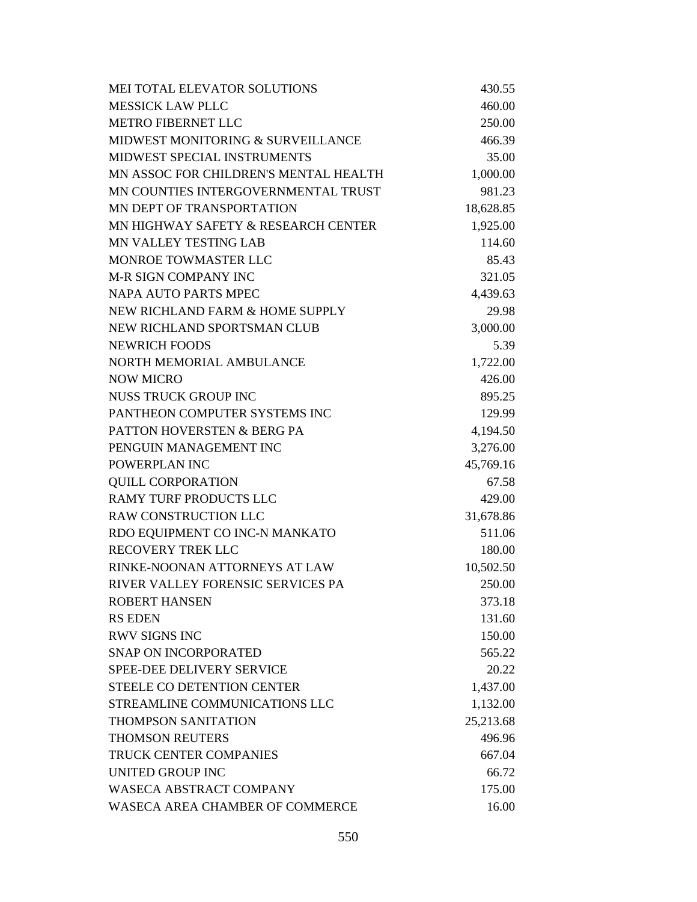| | |
|---|---|
| MEI TOTAL ELEVATOR SOLUTIONS | 430.55 |
| MESSICK LAW PLLC | 460.00 |
| METRO FIBERNET LLC | 250.00 |
| MIDWEST MONITORING & SURVEILLANCE | 466.39 |
| MIDWEST SPECIAL INSTRUMENTS | 35.00 |
| MN ASSOC FOR CHILDREN'S MENTAL HEALTH | 1,000.00 |
| MN COUNTIES INTERGOVERNMENTAL TRUST | 981.23 |
| MN DEPT OF TRANSPORTATION | 18,628.85 |
| MN HIGHWAY SAFETY & RESEARCH CENTER | 1,925.00 |
| MN VALLEY TESTING LAB | 114.60 |
| MONROE TOWMASTER LLC | 85.43 |
| M-R SIGN COMPANY INC | 321.05 |
| NAPA AUTO PARTS MPEC | 4,439.63 |
| NEW RICHLAND FARM & HOME SUPPLY | 29.98 |
| NEW RICHLAND SPORTSMAN CLUB | 3,000.00 |
| NEWRICH FOODS | 5.39 |
| NORTH MEMORIAL AMBULANCE | 1,722.00 |
| NOW MICRO | 426.00 |
| NUSS TRUCK GROUP INC | 895.25 |
| PANTHEON COMPUTER SYSTEMS INC | 129.99 |
| PATTON HOVERSTEN & BERG PA | 4,194.50 |
| PENGUIN MANAGEMENT INC | 3,276.00 |
| POWERPLAN INC | 45,769.16 |
| QUILL CORPORATION | 67.58 |
| RAMY TURF PRODUCTS LLC | 429.00 |
| RAW CONSTRUCTION LLC | 31,678.86 |
| RDO EQUIPMENT CO INC-N MANKATO | 511.06 |
| RECOVERY TREK LLC | 180.00 |
| RINKE-NOONAN ATTORNEYS AT LAW | 10,502.50 |
| RIVER VALLEY FORENSIC SERVICES PA | 250.00 |
| ROBERT HANSEN | 373.18 |
| RS EDEN | 131.60 |
| RWV SIGNS INC | 150.00 |
| SNAP ON INCORPORATED | 565.22 |
| SPEE-DEE DELIVERY SERVICE | 20.22 |
| STEELE CO DETENTION CENTER | 1,437.00 |
| STREAMLINE COMMUNICATIONS LLC | 1,132.00 |
| THOMPSON SANITATION | 25,213.68 |
| THOMSON REUTERS | 496.96 |
| TRUCK CENTER COMPANIES | 667.04 |
| UNITED GROUP INC | 66.72 |
| WASECA ABSTRACT COMPANY | 175.00 |
| WASECA AREA CHAMBER OF COMMERCE | 16.00 |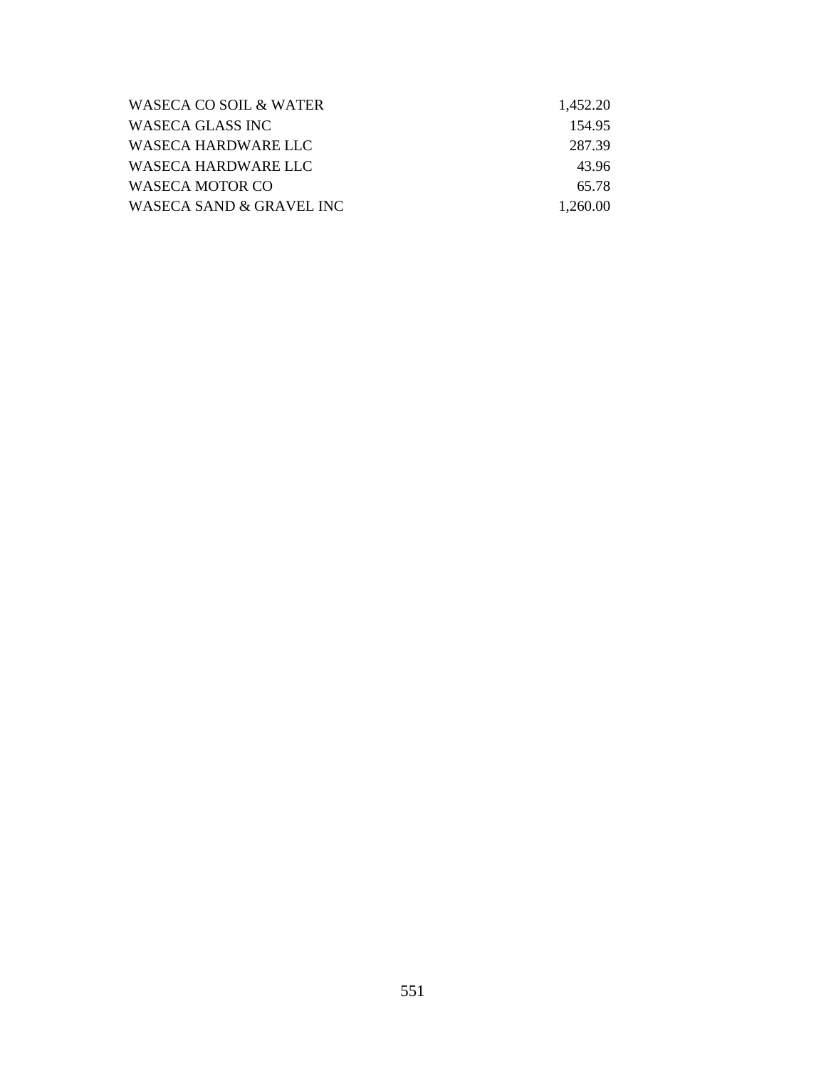| | |
|---|---|
| WASECA CO SOIL & WATER | 1,452.20 |
| WASECA GLASS INC | 154.95 |
| WASECA HARDWARE LLC | 287.39 |
| WASECA HARDWARE LLC | 43.96 |
| WASECA MOTOR CO | 65.78 |
| WASECA SAND & GRAVEL INC | 1,260.00 |